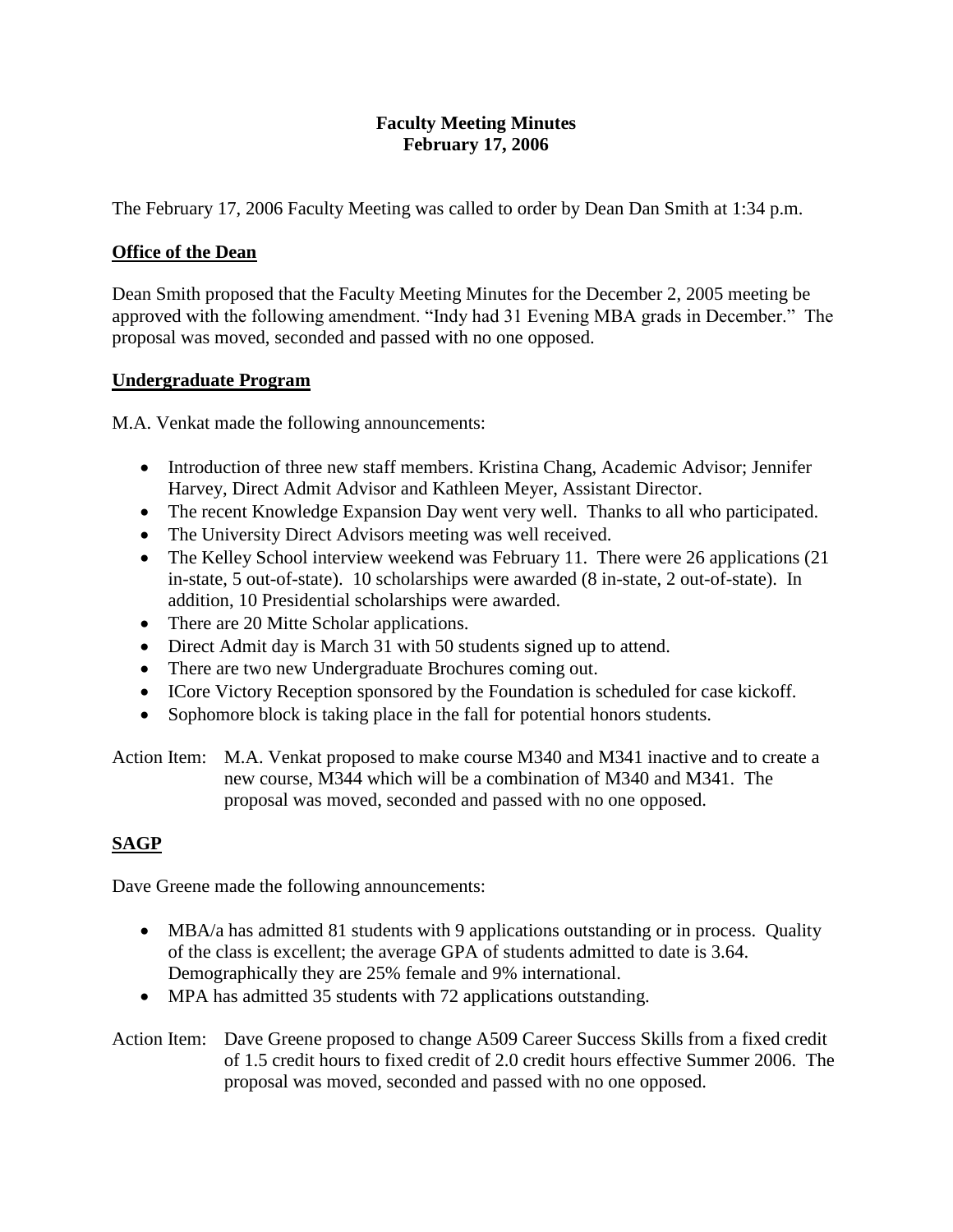# Faculty Meeting Minutes
## February 17, 2006

The February 17, 2006 Faculty Meeting was called to order by Dean Dan Smith at 1:34 p.m.

### Office of the Dean

Dean Smith proposed that the Faculty Meeting Minutes for the December 2, 2005 meeting be approved with the following amendment. "Indy had 31 Evening MBA grads in December." The proposal was moved, seconded and passed with no one opposed.

### Undergraduate Program

M.A. Venkat made the following announcements:

- Introduction of three new staff members. Kristina Chang, Academic Advisor; Jennifer Harvey, Direct Admit Advisor and Kathleen Meyer, Assistant Director.
- The recent Knowledge Expansion Day went very well. Thanks to all who participated.
- The University Direct Advisors meeting was well received.
- The Kelley School interview weekend was February 11. There were 26 applications (21 in-state, 5 out-of-state). 10 scholarships were awarded (8 in-state, 2 out-of-state). In addition, 10 Presidential scholarships were awarded.
- There are 20 Mitte Scholar applications.
- Direct Admit day is March 31 with 50 students signed up to attend.
- There are two new Undergraduate Brochures coming out.
- ICore Victory Reception sponsored by the Foundation is scheduled for case kickoff.
- Sophomore block is taking place in the fall for potential honors students.

Action Item: M.A. Venkat proposed to make course M340 and M341 inactive and to create a new course, M344 which will be a combination of M340 and M341. The proposal was moved, seconded and passed with no one opposed.

### SAGP

Dave Greene made the following announcements:

- MBA/a has admitted 81 students with 9 applications outstanding or in process. Quality of the class is excellent; the average GPA of students admitted to date is 3.64. Demographically they are 25% female and 9% international.
- MPA has admitted 35 students with 72 applications outstanding.

Action Item: Dave Greene proposed to change A509 Career Success Skills from a fixed credit of 1.5 credit hours to fixed credit of 2.0 credit hours effective Summer 2006. The proposal was moved, seconded and passed with no one opposed.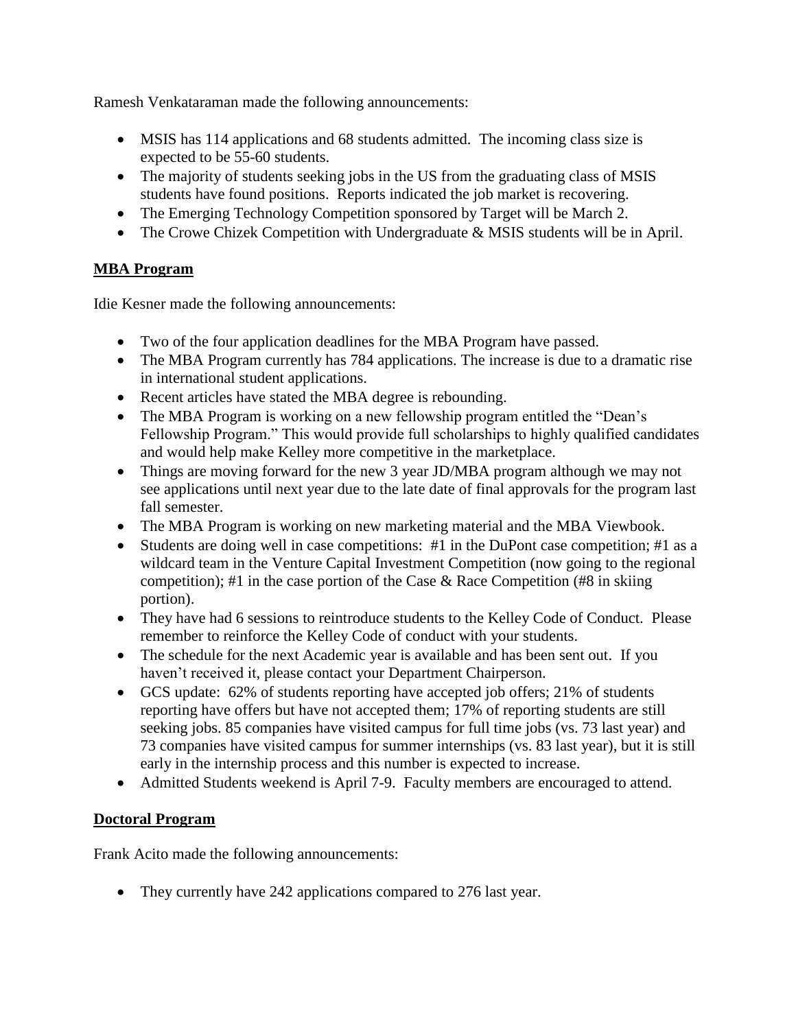Ramesh Venkataraman made the following announcements:

- MSIS has 114 applications and 68 students admitted. The incoming class size is expected to be 55-60 students.
- The majority of students seeking jobs in the US from the graduating class of MSIS students have found positions. Reports indicated the job market is recovering.
- The Emerging Technology Competition sponsored by Target will be March 2.
- The Crowe Chizek Competition with Undergraduate & MSIS students will be in April.

## MBA Program

Idie Kesner made the following announcements:

- Two of the four application deadlines for the MBA Program have passed.
- The MBA Program currently has 784 applications. The increase is due to a dramatic rise in international student applications.
- Recent articles have stated the MBA degree is rebounding.
- The MBA Program is working on a new fellowship program entitled the "Dean's Fellowship Program." This would provide full scholarships to highly qualified candidates and would help make Kelley more competitive in the marketplace.
- Things are moving forward for the new 3 year JD/MBA program although we may not see applications until next year due to the late date of final approvals for the program last fall semester.
- The MBA Program is working on new marketing material and the MBA Viewbook.
- Students are doing well in case competitions: #1 in the DuPont case competition; #1 as a wildcard team in the Venture Capital Investment Competition (now going to the regional competition); #1 in the case portion of the Case & Race Competition (#8 in skiing portion).
- They have had 6 sessions to reintroduce students to the Kelley Code of Conduct. Please remember to reinforce the Kelley Code of conduct with your students.
- The schedule for the next Academic year is available and has been sent out. If you haven't received it, please contact your Department Chairperson.
- GCS update: 62% of students reporting have accepted job offers; 21% of students reporting have offers but have not accepted them; 17% of reporting students are still seeking jobs. 85 companies have visited campus for full time jobs (vs. 73 last year) and 73 companies have visited campus for summer internships (vs. 83 last year), but it is still early in the internship process and this number is expected to increase.
- Admitted Students weekend is April 7-9. Faculty members are encouraged to attend.

## Doctoral Program

Frank Acito made the following announcements:

- They currently have 242 applications compared to 276 last year.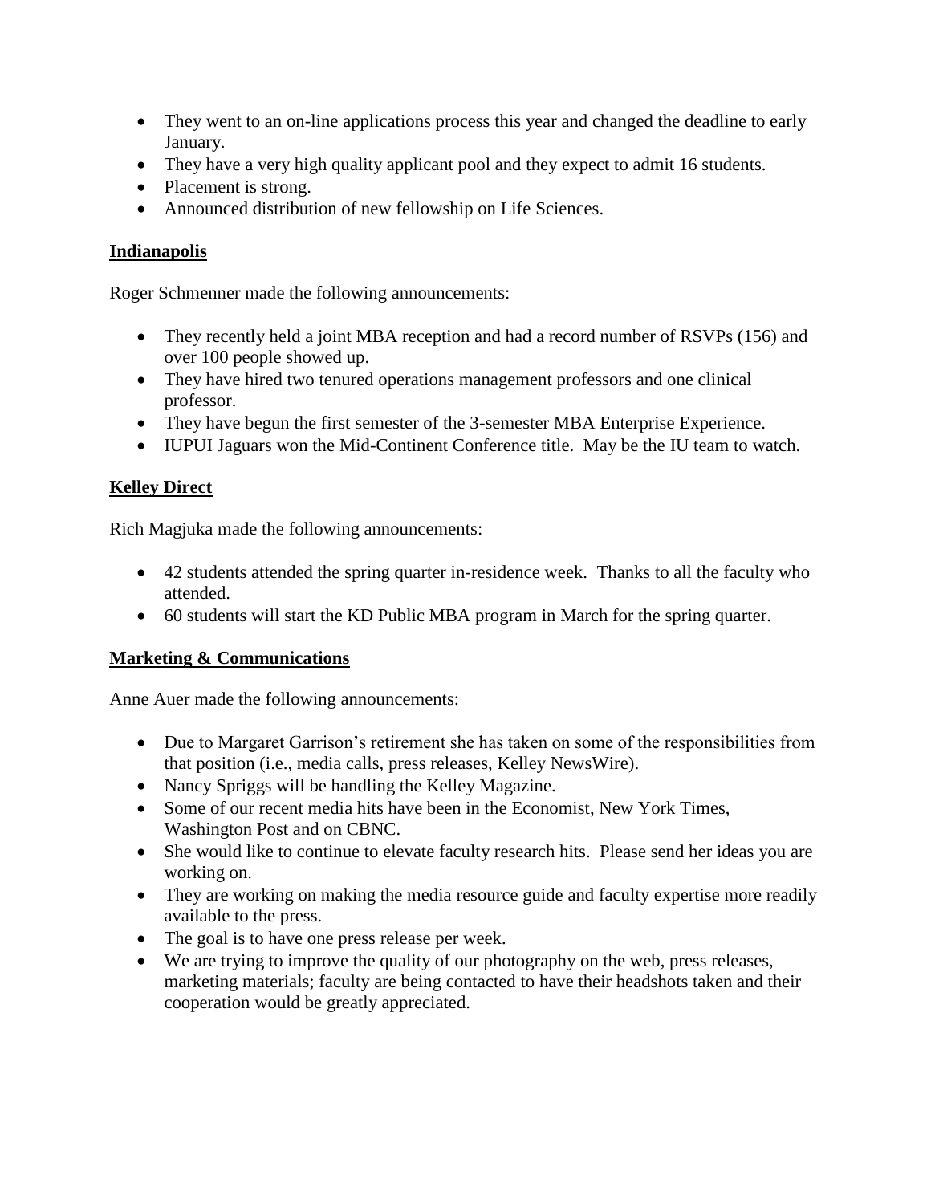- They went to an on-line applications process this year and changed the deadline to early January.
- They have a very high quality applicant pool and they expect to admit 16 students.
- Placement is strong.
- Announced distribution of new fellowship on Life Sciences.

**Indianapolis**

Roger Schmenner made the following announcements:

- They recently held a joint MBA reception and had a record number of RSVPs (156) and over 100 people showed up.
- They have hired two tenured operations management professors and one clinical professor.
- They have begun the first semester of the 3-semester MBA Enterprise Experience.
- IUPUI Jaguars won the Mid-Continent Conference title. May be the IU team to watch.

**Kelley Direct**

Rich Magjuka made the following announcements:

- 42 students attended the spring quarter in-residence week. Thanks to all the faculty who attended.
- 60 students will start the KD Public MBA program in March for the spring quarter.

**Marketing & Communications**

Anne Auer made the following announcements:

- Due to Margaret Garrison's retirement she has taken on some of the responsibilities from that position (i.e., media calls, press releases, Kelley NewsWire).
- Nancy Spriggs will be handling the Kelley Magazine.
- Some of our recent media hits have been in the Economist, New York Times, Washington Post and on CBNC.
- She would like to continue to elevate faculty research hits. Please send her ideas you are working on.
- They are working on making the media resource guide and faculty expertise more readily available to the press.
- The goal is to have one press release per week.
- We are trying to improve the quality of our photography on the web, press releases, marketing materials; faculty are being contacted to have their headshots taken and their cooperation would be greatly appreciated.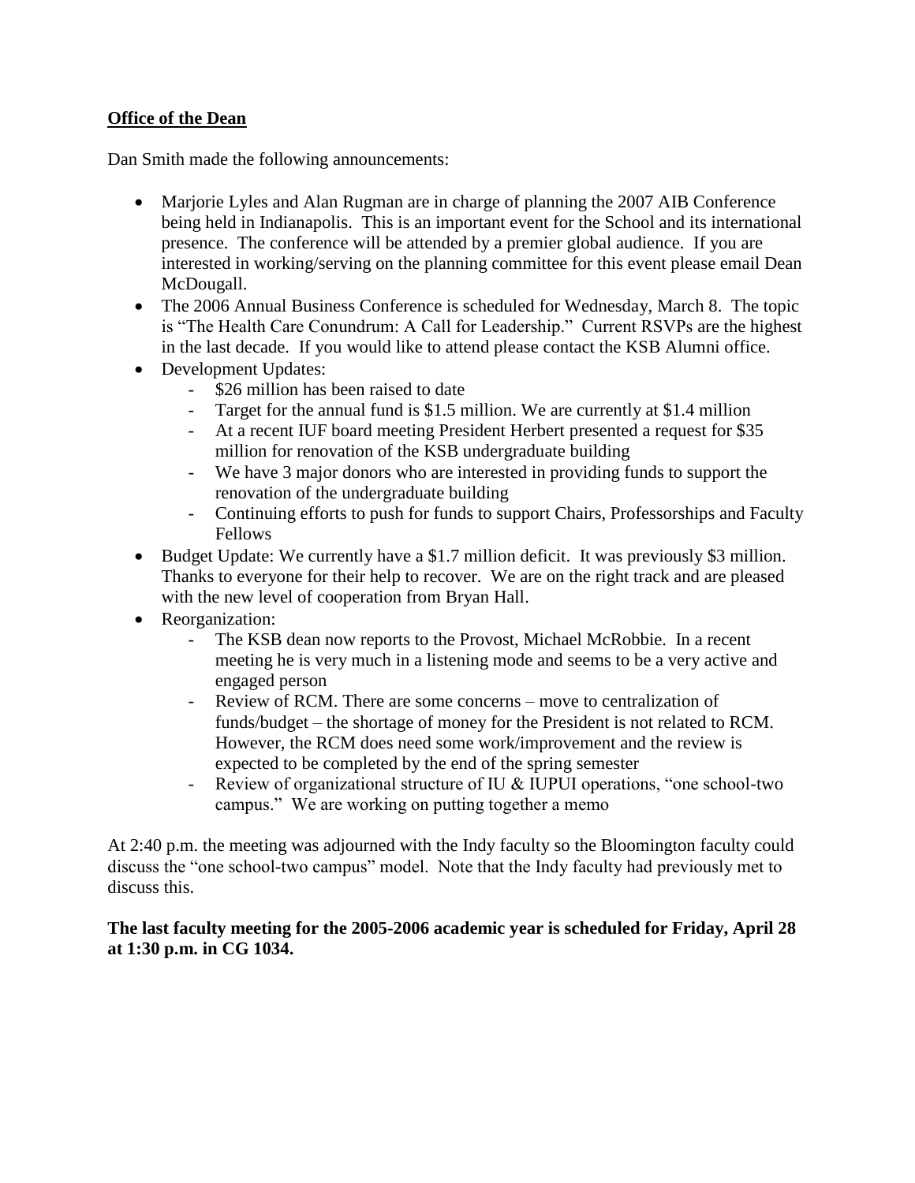**<u>Office of the Dean</u>**

Dan Smith made the following announcements:

- Marjorie Lyles and Alan Rugman are in charge of planning the 2007 AIB Conference being held in Indianapolis. This is an important event for the School and its international presence. The conference will be attended by a premier global audience. If you are interested in working/serving on the planning committee for this event please email Dean McDougall.
- The 2006 Annual Business Conference is scheduled for Wednesday, March 8. The topic is "The Health Care Conundrum: A Call for Leadership." Current RSVPs are the highest in the last decade. If you would like to attend please contact the KSB Alumni office.
- Development Updates:
  - $26 million has been raised to date
  - Target for the annual fund is $1.5 million. We are currently at $1.4 million
  - At a recent IUF board meeting President Herbert presented a request for $35 million for renovation of the KSB undergraduate building
  - We have 3 major donors who are interested in providing funds to support the renovation of the undergraduate building
  - Continuing efforts to push for funds to support Chairs, Professorships and Faculty Fellows
- Budget Update: We currently have a $1.7 million deficit. It was previously $3 million. Thanks to everyone for their help to recover. We are on the right track and are pleased with the new level of cooperation from Bryan Hall.
- Reorganization:
  - The KSB dean now reports to the Provost, Michael McRobbie. In a recent meeting he is very much in a listening mode and seems to be a very active and engaged person
  - Review of RCM. There are some concerns – move to centralization of funds/budget – the shortage of money for the President is not related to RCM. However, the RCM does need some work/improvement and the review is expected to be completed by the end of the spring semester
  - Review of organizational structure of IU & IUPUI operations, "one school-two campus." We are working on putting together a memo

At 2:40 p.m. the meeting was adjourned with the Indy faculty so the Bloomington faculty could discuss the "one school-two campus" model. Note that the Indy faculty had previously met to discuss this.

**The last faculty meeting for the 2005-2006 academic year is scheduled for Friday, April 28 at 1:30 p.m. in CG 1034.**